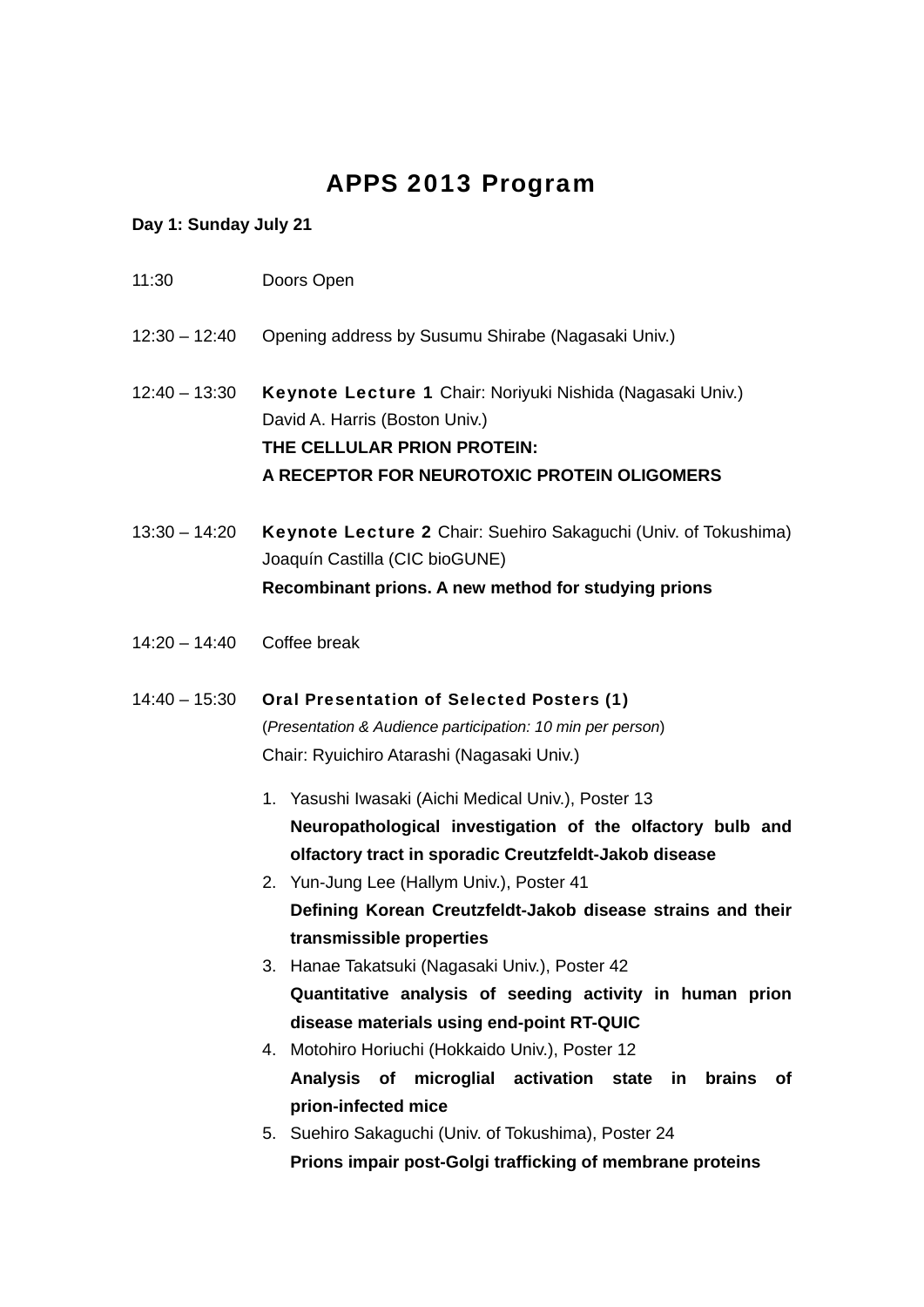# APPS 2013 Program

**Day 1: Sunday July 21**

11:30 Doors Open

12:30 – 12:40 Opening address by Susumu Shirabe (Nagasaki Univ.)

12:40 – 13:30 **Keynote Lecture 1** Chair: Noriyuki Nishida (Nagasaki Univ.)
David A. Harris (Boston Univ.)
**THE CELLULAR PRION PROTEIN:**
**A RECEPTOR FOR NEUROTOXIC PROTEIN OLIGOMERS**

13:30 – 14:20 **Keynote Lecture 2** Chair: Suehiro Sakaguchi (Univ. of Tokushima)
Joaquín Castilla (CIC bioGUNE)
**Recombinant prions. A new method for studying prions**

14:20 – 14:40 Coffee break

14:40 – 15:30 **Oral Presentation of Selected Posters (1)**
(*Presentation & Audience participation: 10 min per person*)
Chair: Ryuichiro Atarashi (Nagasaki Univ.)

1. Yasushi Iwasaki (Aichi Medical Univ.), Poster 13
   **Neuropathological investigation of the olfactory bulb and olfactory tract in sporadic Creutzfeldt-Jakob disease**
2. Yun-Jung Lee (Hallym Univ.), Poster 41
   **Defining Korean Creutzfeldt-Jakob disease strains and their transmissible properties**
3. Hanae Takatsuki (Nagasaki Univ.), Poster 42
   **Quantitative analysis of seeding activity in human prion disease materials using end-point RT-QUIC**
4. Motohiro Horiuchi (Hokkaido Univ.), Poster 12
   **Analysis of microglial activation state in brains of prion-infected mice**
5. Suehiro Sakaguchi (Univ. of Tokushima), Poster 24
   **Prions impair post-Golgi trafficking of membrane proteins**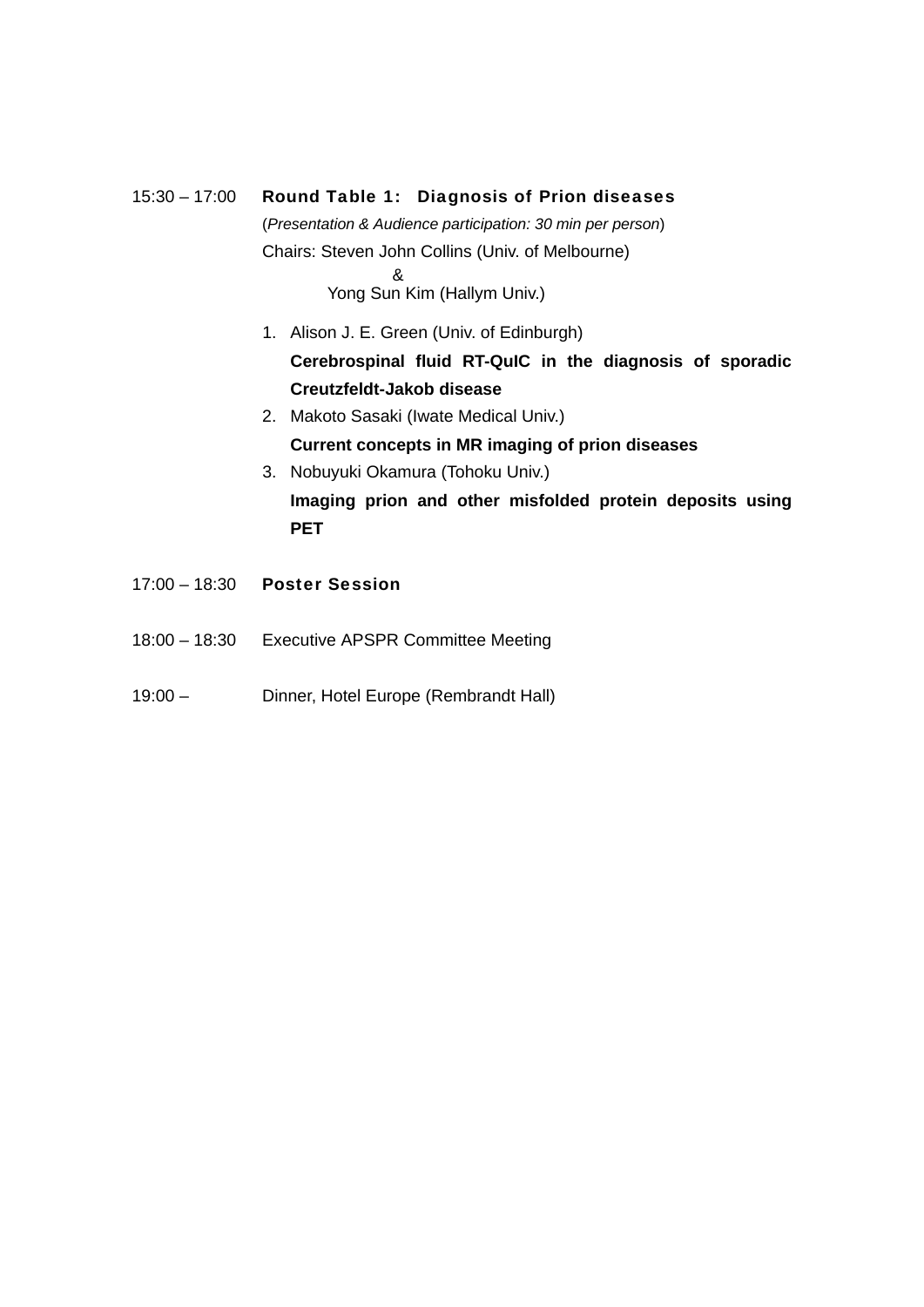15:30 – 17:00 **Round Table 1: Diagnosis of Prion diseases**

(*Presentation & Audience participation: 30 min per person*)

Chairs: Steven John Collins (Univ. of Melbourne)
&
Yong Sun Kim (Hallym Univ.)

1. Alison J. E. Green (Univ. of Edinburgh)
   **Cerebrospinal fluid RT-QuIC in the diagnosis of sporadic Creutzfeldt-Jakob disease**
2. Makoto Sasaki (Iwate Medical Univ.)
   **Current concepts in MR imaging of prion diseases**
3. Nobuyuki Okamura (Tohoku Univ.)
   **Imaging prion and other misfolded protein deposits using PET**

17:00 – 18:30 **Poster Session**

18:00 – 18:30 Executive APSPR Committee Meeting

19:00 – Dinner, Hotel Europe (Rembrandt Hall)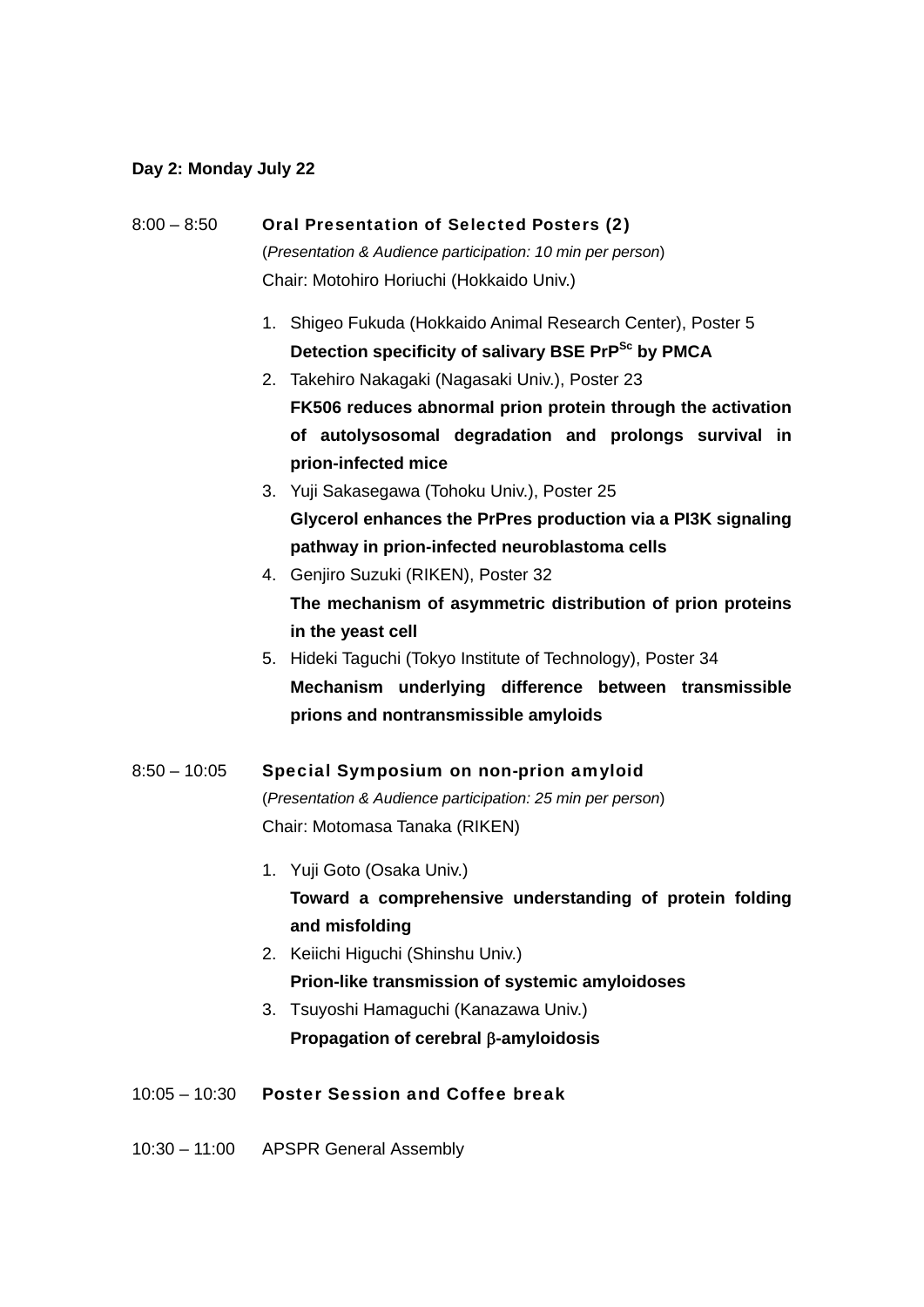**Day 2: Monday July 22**

8:00 – 8:50 **Oral Presentation of Selected Posters (2)**

(*Presentation & Audience participation: 10 min per person*)

Chair: Motohiro Horiuchi (Hokkaido Univ.)

1. Shigeo Fukuda (Hokkaido Animal Research Center), Poster 5
   **Detection specificity of salivary BSE $PrP^{Sc}$ by PMCA**
2. Takehiro Nakagaki (Nagasaki Univ.), Poster 23
   **FK506 reduces abnormal prion protein through the activation of autolysosomal degradation and prolongs survival in prion-infected mice**
3. Yuji Sakasegawa (Tohoku Univ.), Poster 25
   **Glycerol enhances the PrPres production via a PI3K signaling pathway in prion-infected neuroblastoma cells**
4. Genjiro Suzuki (RIKEN), Poster 32
   **The mechanism of asymmetric distribution of prion proteins in the yeast cell**
5. Hideki Taguchi (Tokyo Institute of Technology), Poster 34
   **Mechanism underlying difference between transmissible prions and nontransmissible amyloids**

8:50 – 10:05 **Special Symposium on non-prion amyloid**

(*Presentation & Audience participation: 25 min per person*)

Chair: Motomasa Tanaka (RIKEN)

1. Yuji Goto (Osaka Univ.)
   **Toward a comprehensive understanding of protein folding and misfolding**
2. Keiichi Higuchi (Shinshu Univ.)
   **Prion-like transmission of systemic amyloidoses**
3. Tsuyoshi Hamaguchi (Kanazawa Univ.)
   **Propagation of cerebral $\beta$-amyloidosis**

10:05 – 10:30 **Poster Session and Coffee break**

10:30 – 11:00 APSPR General Assembly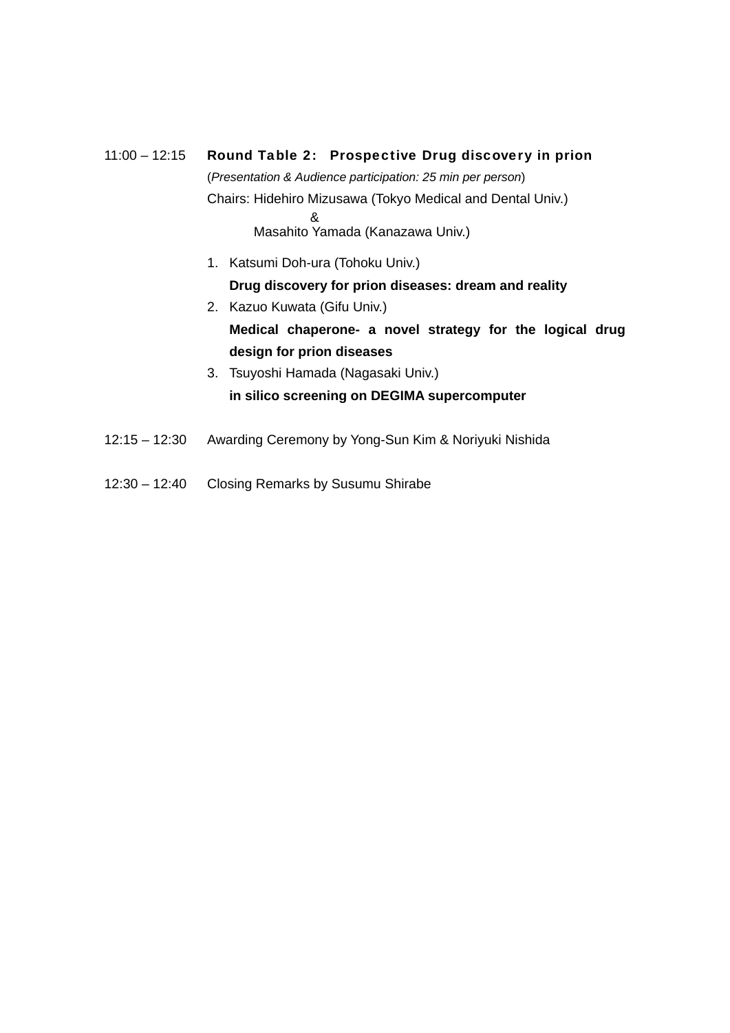11:00 – 12:15 **Round Table 2: Prospective Drug discovery in prion**

(*Presentation & Audience participation: 25 min per person*)

Chairs: Hidehiro Mizusawa (Tokyo Medical and Dental Univ.)
&
Masahito Yamada (Kanazawa Univ.)

1. Katsumi Doh-ura (Tohoku Univ.)
   **Drug discovery for prion diseases: dream and reality**
2. Kazuo Kuwata (Gifu Univ.)
   **Medical chaperone- a novel strategy for the logical drug design for prion diseases**
3. Tsuyoshi Hamada (Nagasaki Univ.)
   **in silico screening on DEGIMA supercomputer**

12:15 – 12:30 Awarding Ceremony by Yong-Sun Kim & Noriyuki Nishida

12:30 – 12:40 Closing Remarks by Susumu Shirabe